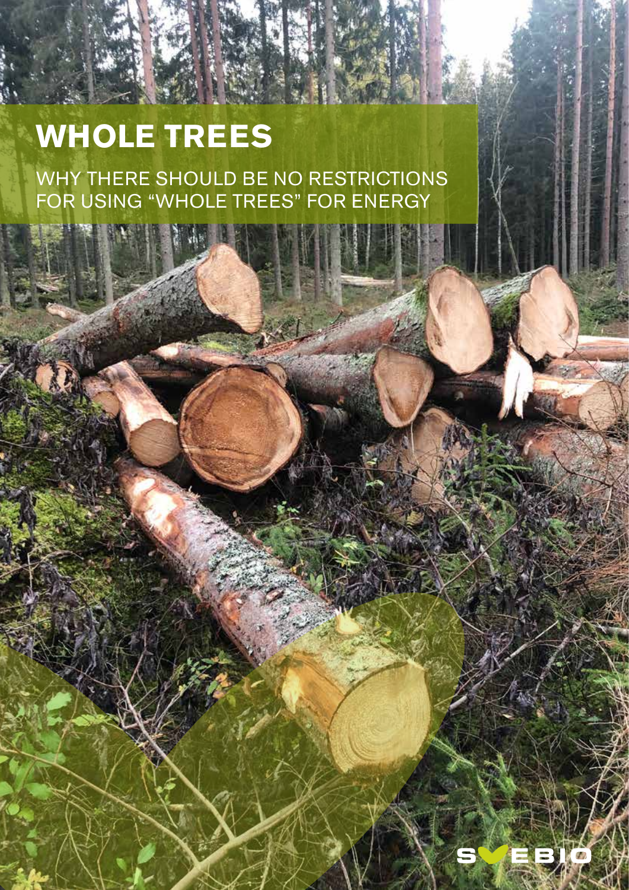# WHOLE TREES

WHY THERE SHOULD BE NO RESTRICTIONS FOR USING "WHOLE TREES" FOR ENERGY

SVEBIO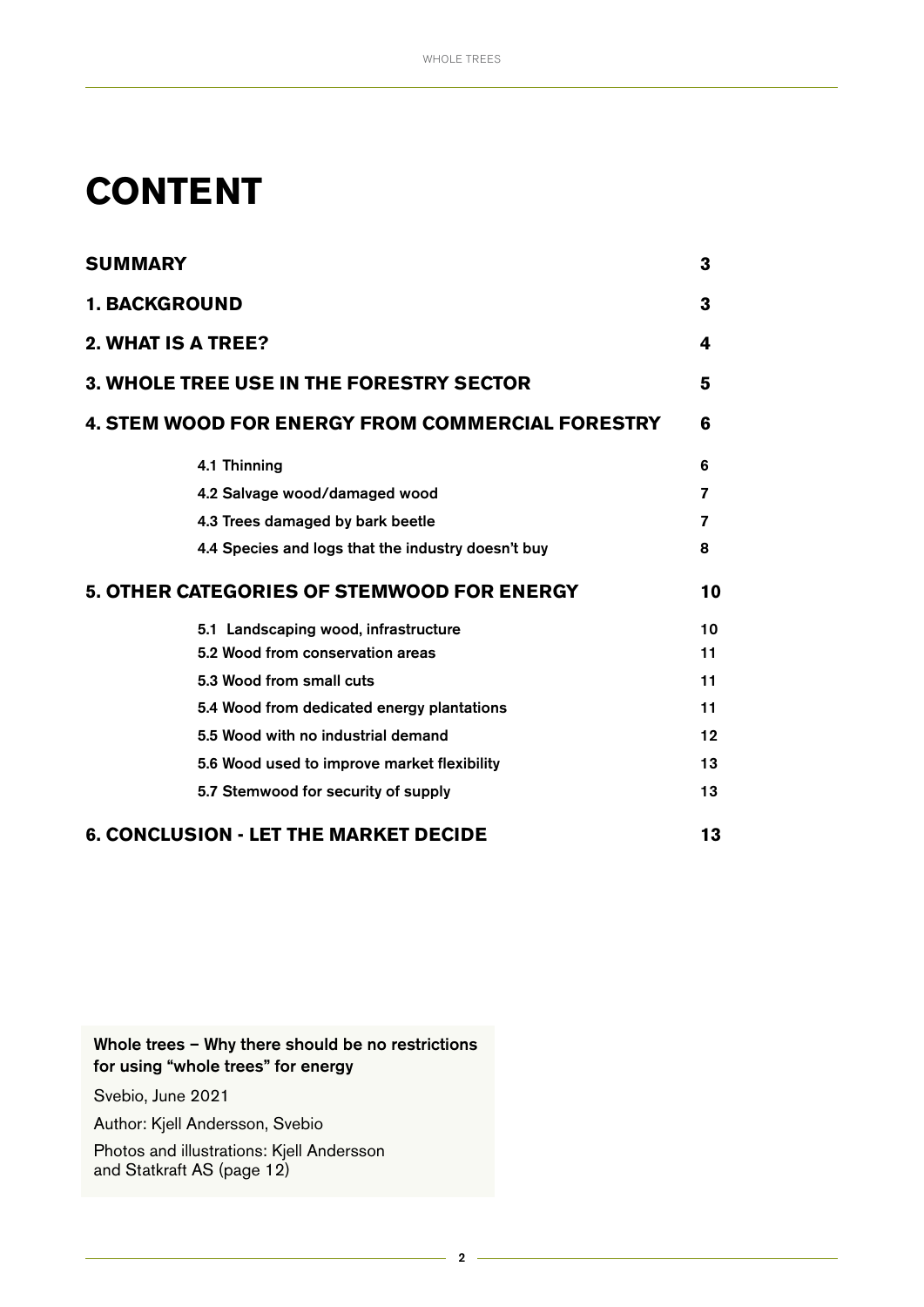# CONTENT

| | |
|---|---|
| **SUMMARY** | **3** |
| **1. BACKGROUND** | **3** |
| **2. WHAT IS A TREE?** | **4** |
| **3. WHOLE TREE USE IN THE FORESTRY SECTOR** | **5** |
| **4. STEM WOOD FOR ENERGY FROM COMMERCIAL FORESTRY** | **6** |
| 4.1 Thinning | 6 |
| 4.2 Salvage wood/damaged wood | 7 |
| 4.3 Trees damaged by bark beetle | 7 |
| 4.4 Species and logs that the industry doesn't buy | 8 |
| **5. OTHER CATEGORIES OF STEMWOOD FOR ENERGY** | **10** |
| 5.1 Landscaping wood, infrastructure | 10 |
| 5.2 Wood from conservation areas | 11 |
| 5.3 Wood from small cuts | 11 |
| 5.4 Wood from dedicated energy plantations | 11 |
| 5.5 Wood with no industrial demand | 12 |
| 5.6 Wood used to improve market flexibility | 13 |
| 5.7 Stemwood for security of supply | 13 |
| **6. CONCLUSION - LET THE MARKET DECIDE** | **13** |

Whole trees – Why there should be no restrictions for using "whole trees" for energy

Svebio, June 2021

Author: Kjell Andersson, Svebio

Photos and illustrations: Kjell Andersson and Statkraft AS (page 12)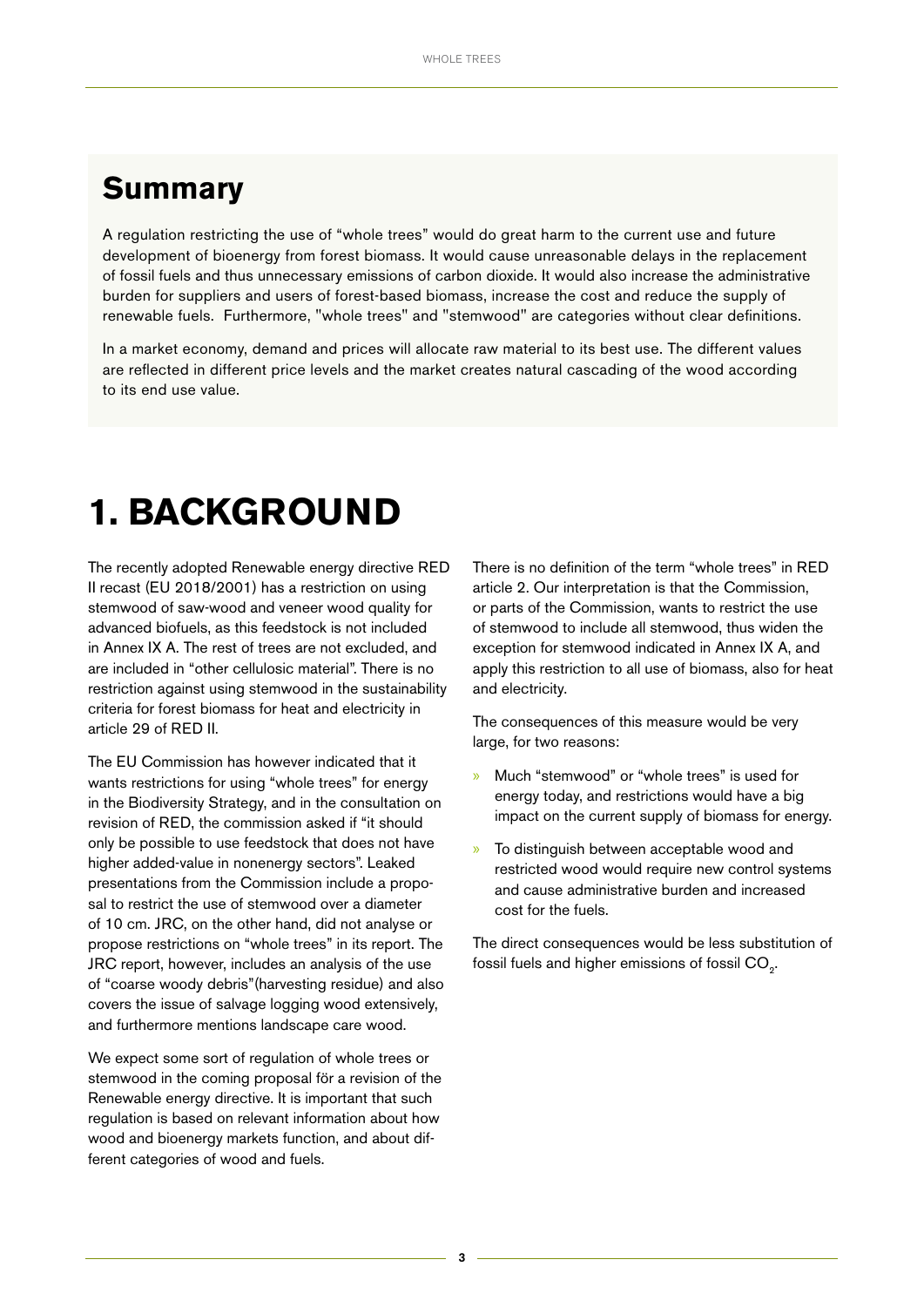## Summary

A regulation restricting the use of "whole trees" would do great harm to the current use and future development of bioenergy from forest biomass. It would cause unreasonable delays in the replacement of fossil fuels and thus unnecessary emissions of carbon dioxide. It would also increase the administrative burden for suppliers and users of forest-based biomass, increase the cost and reduce the supply of renewable fuels. Furthermore, "whole trees" and "stemwood" are categories without clear definitions.

In a market economy, demand and prices will allocate raw material to its best use. The different values are reflected in different price levels and the market creates natural cascading of the wood according to its end use value.

# 1. BACKGROUND

The recently adopted Renewable energy directive RED II recast (EU 2018/2001) has a restriction on using stemwood of saw-wood and veneer wood quality for advanced biofuels, as this feedstock is not included in Annex IX A. The rest of trees are not excluded, and are included in "other cellulosic material". There is no restriction against using stemwood in the sustainability criteria for forest biomass for heat and electricity in article 29 of RED II.

The EU Commission has however indicated that it wants restrictions for using "whole trees" for energy in the Biodiversity Strategy, and in the consultation on revision of RED, the commission asked if "it should only be possible to use feedstock that does not have higher added-value in nonenergy sectors". Leaked presentations from the Commission include a proposal to restrict the use of stemwood over a diameter of 10 cm. JRC, on the other hand, did not analyse or propose restrictions on "whole trees" in its report. The JRC report, however, includes an analysis of the use of "coarse woody debris"(harvesting residue) and also covers the issue of salvage logging wood extensively, and furthermore mentions landscape care wood.

We expect some sort of regulation of whole trees or stemwood in the coming proposal för a revision of the Renewable energy directive. It is important that such regulation is based on relevant information about how wood and bioenergy markets function, and about different categories of wood and fuels.

There is no definition of the term "whole trees" in RED article 2. Our interpretation is that the Commission, or parts of the Commission, wants to restrict the use of stemwood to include all stemwood, thus widen the exception for stemwood indicated in Annex IX A, and apply this restriction to all use of biomass, also for heat and electricity.

The consequences of this measure would be very large, for two reasons:

- Much "stemwood" or "whole trees" is used for energy today, and restrictions would have a big impact on the current supply of biomass for energy.
- To distinguish between acceptable wood and restricted wood would require new control systems and cause administrative burden and increased cost for the fuels.

The direct consequences would be less substitution of fossil fuels and higher emissions of fossil $CO_2$.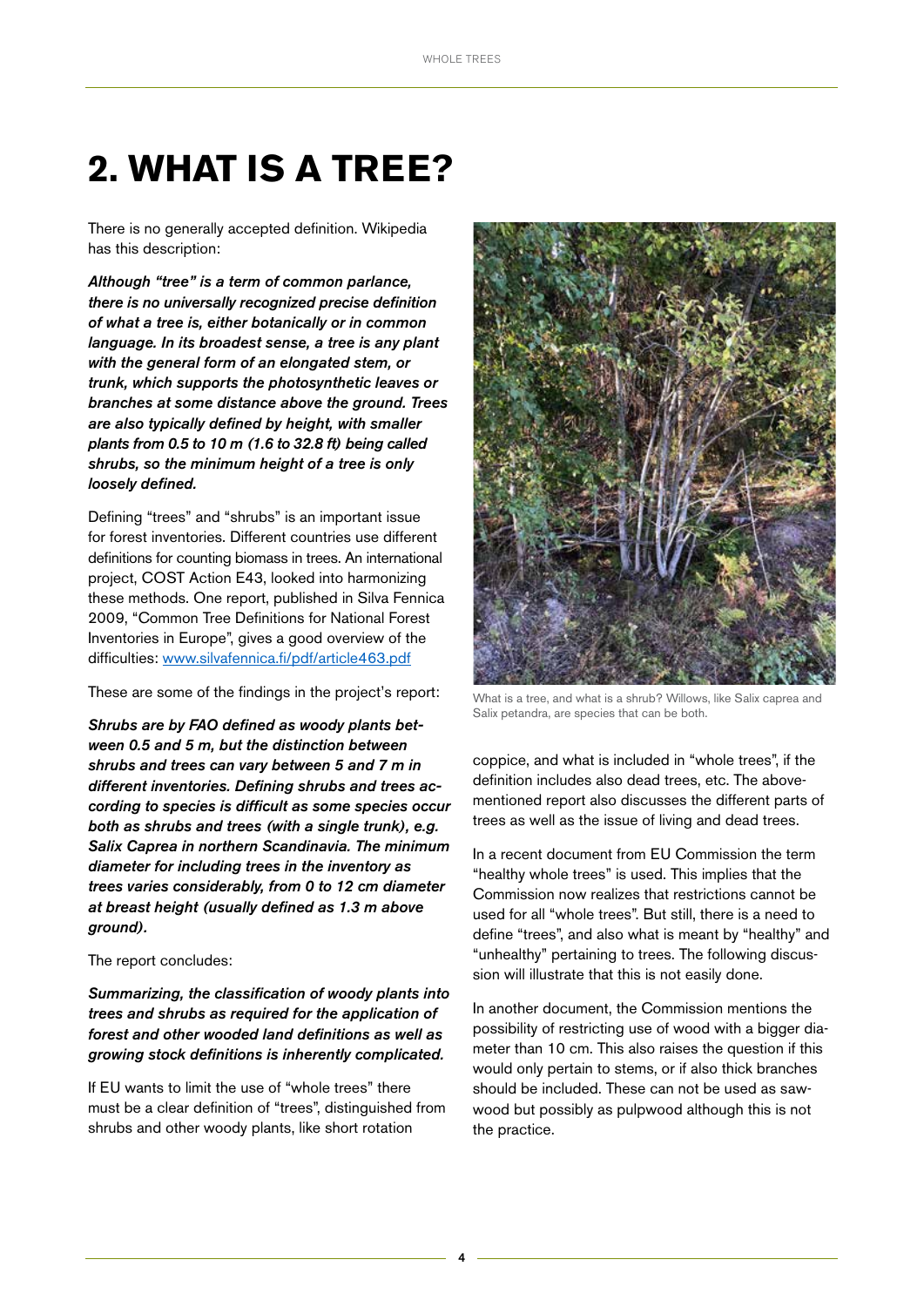# 2. WHAT IS A TREE?

There is no generally accepted definition. Wikipedia has this description:

***Although "tree" is a term of common parlance, there is no universally recognized precise definition of what a tree is, either botanically or in common language. In its broadest sense, a tree is any plant with the general form of an elongated stem, or trunk, which supports the photosynthetic leaves or branches at some distance above the ground. Trees are also typically defined by height, with smaller plants from 0.5 to 10 m (1.6 to 32.8 ft) being called shrubs, so the minimum height of a tree is only loosely defined.***

Defining "trees" and "shrubs" is an important issue for forest inventories. Different countries use different definitions for counting biomass in trees. An international project, COST Action E43, looked into harmonizing these methods. One report, published in Silva Fennica 2009, "Common Tree Definitions for National Forest Inventories in Europe", gives a good overview of the difficulties: [www.silvafennica.fi/pdf/article463.pdf](www.silvafennica.fi/pdf/article463.pdf)

These are some of the findings in the project's report:

***Shrubs are by FAO defined as woody plants between 0.5 and 5 m, but the distinction between shrubs and trees can vary between 5 and 7 m in different inventories. Defining shrubs and trees according to species is difficult as some species occur both as shrubs and trees (with a single trunk), e.g. Salix Caprea in northern Scandinavia. The minimum diameter for including trees in the inventory as trees varies considerably, from 0 to 12 cm diameter at breast height (usually defined as 1.3 m above ground).***

The report concludes:

***Summarizing, the classification of woody plants into trees and shrubs as required for the application of forest and other wooded land definitions as well as growing stock definitions is inherently complicated.***

If EU wants to limit the use of "whole trees" there must be a clear definition of "trees", distinguished from shrubs and other woody plants, like short rotation coppice, and what is included in "whole trees", if the definition includes also dead trees, etc. The above-mentioned report also discusses the different parts of trees as well as the issue of living and dead trees.

What is a tree, and what is a shrub? Willows, like Salix caprea and Salix petandra, are species that can be both.

In a recent document from EU Commission the term "healthy whole trees" is used. This implies that the Commission now realizes that restrictions cannot be used for all "whole trees". But still, there is a need to define "trees", and also what is meant by "healthy" and "unhealthy" pertaining to trees. The following discussion will illustrate that this is not easily done.

In another document, the Commission mentions the possibility of restricting use of wood with a bigger diameter than 10 cm. This also raises the question if this would only pertain to stems, or if also thick branches should be included. These can not be used as sawwood but possibly as pulpwood although this is not the practice.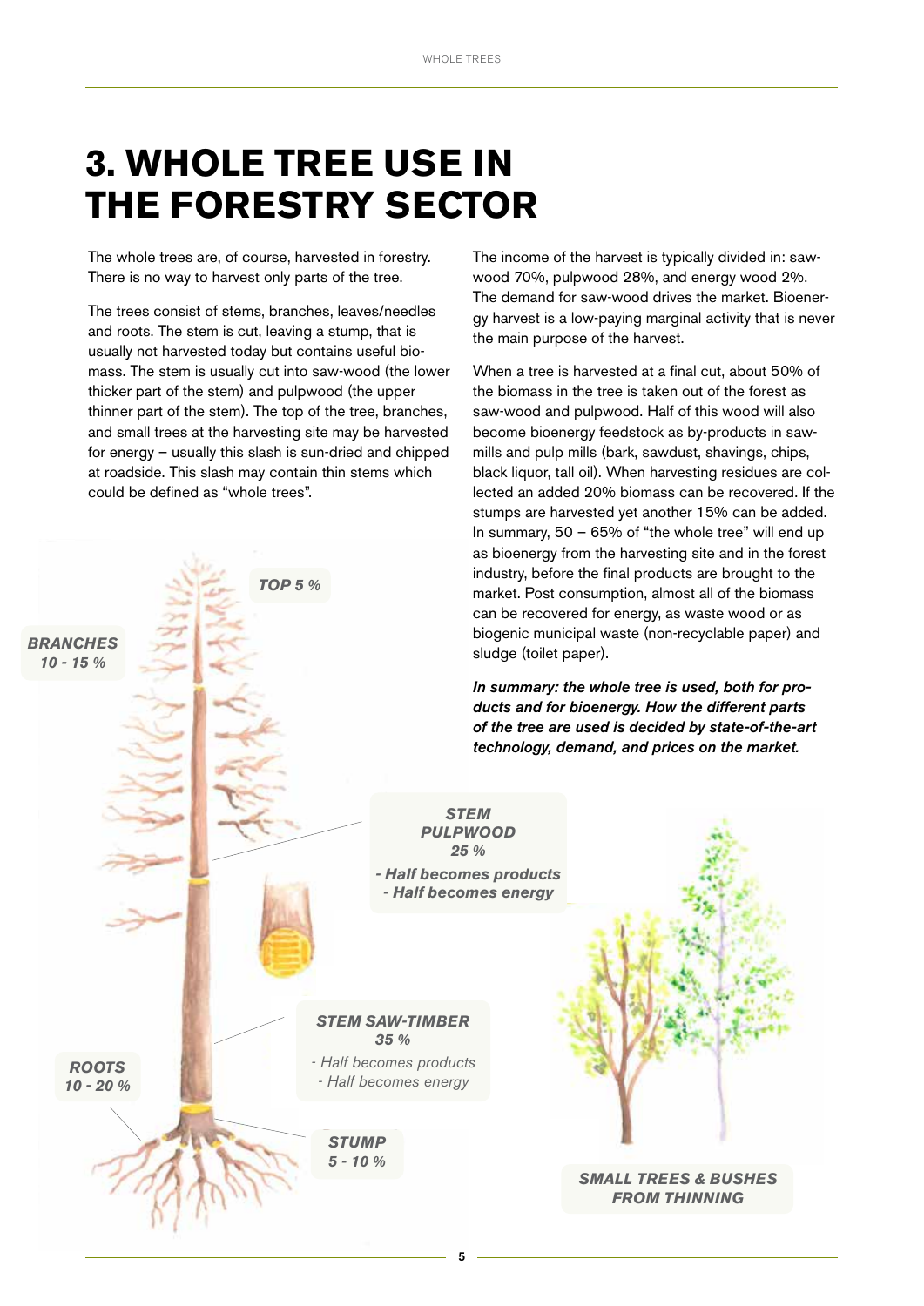# 3. WHOLE TREE USE IN THE FORESTRY SECTOR

The whole trees are, of course, harvested in forestry. There is no way to harvest only parts of the tree.

The trees consist of stems, branches, leaves/needles and roots. The stem is cut, leaving a stump, that is usually not harvested today but contains useful biomass. The stem is usually cut into saw-wood (the lower thicker part of the stem) and pulpwood (the upper thinner part of the stem). The top of the tree, branches, and small trees at the harvesting site may be harvested for energy – usually this slash is sun-dried and chipped at roadside. This slash may contain thin stems which could be defined as "whole trees".

The income of the harvest is typically divided in: saw-wood 70%, pulpwood 28%, and energy wood 2%. The demand for saw-wood drives the market. Bioenergy harvest is a low-paying marginal activity that is never the main purpose of the harvest.

When a tree is harvested at a final cut, about 50% of the biomass in the tree is taken out of the forest as saw-wood and pulpwood. Half of this wood will also become bioenergy feedstock as by-products in saw-mills and pulp mills (bark, sawdust, shavings, chips, black liquor, tall oil). When harvesting residues are collected an added 20% biomass can be recovered. If the stumps are harvested yet another 15% can be added. In summary, 50 – 65% of "the whole tree" will end up as bioenergy from the harvesting site and in the forest industry, before the final products are brought to the market. Post consumption, almost all of the biomass can be recovered for energy, as waste wood or as biogenic municipal waste (non-recyclable paper) and sludge (toilet paper).

***In summary: the whole tree is used, both for products and for bioenergy. How the different parts of the tree are used is decided by state-of-the-art technology, demand, and prices on the market.***

***TOP 5 %***

***BRANCHES 10 - 15 %***

***STEM PULPWOOD 25 %***
***- Half becomes products***
***- Half becomes energy***

***STEM SAW-TIMBER 35 %***
*- Half becomes products*
*- Half becomes energy*

***ROOTS 10 - 20 %***

***STUMP 5 - 10 %***

***SMALL TREES & BUSHES FROM THINNING***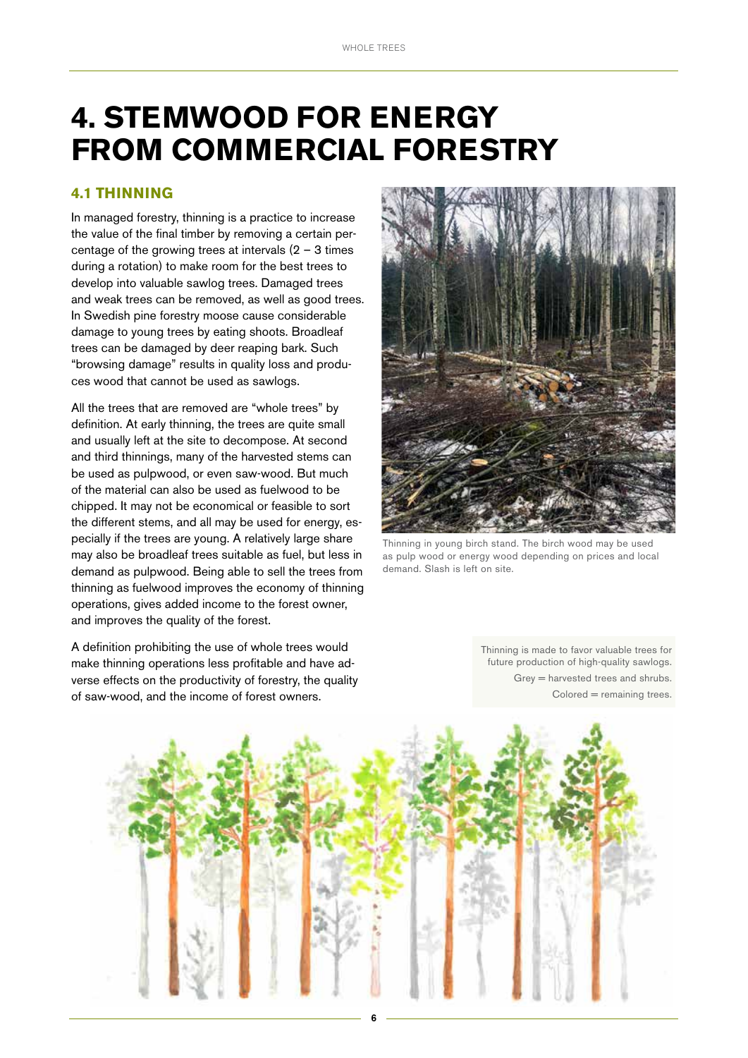# 4. STEMWOOD FOR ENERGY FROM COMMERCIAL FORESTRY

## 4.1 THINNING

In managed forestry, thinning is a practice to increase the value of the final timber by removing a certain percentage of the growing trees at intervals (2 – 3 times during a rotation) to make room for the best trees to develop into valuable sawlog trees. Damaged trees and weak trees can be removed, as well as good trees. In Swedish pine forestry moose cause considerable damage to young trees by eating shoots. Broadleaf trees can be damaged by deer reaping bark. Such "browsing damage" results in quality loss and produces wood that cannot be used as sawlogs.

All the trees that are removed are "whole trees" by definition. At early thinning, the trees are quite small and usually left at the site to decompose. At second and third thinnings, many of the harvested stems can be used as pulpwood, or even saw-wood. But much of the material can also be used as fuelwood to be chipped. It may not be economical or feasible to sort the different stems, and all may be used for energy, especially if the trees are young. A relatively large share may also be broadleaf trees suitable as fuel, but less in demand as pulpwood. Being able to sell the trees from thinning as fuelwood improves the economy of thinning operations, gives added income to the forest owner, and improves the quality of the forest.

A definition prohibiting the use of whole trees would make thinning operations less profitable and have adverse effects on the productivity of forestry, the quality of saw-wood, and the income of forest owners.

Thinning in young birch stand. The birch wood may be used as pulp wood or energy wood depending on prices and local demand. Slash is left on site.

Thinning is made to favor valuable trees for future production of high-quality sawlogs.
Grey = harvested trees and shrubs.
Colored = remaining trees.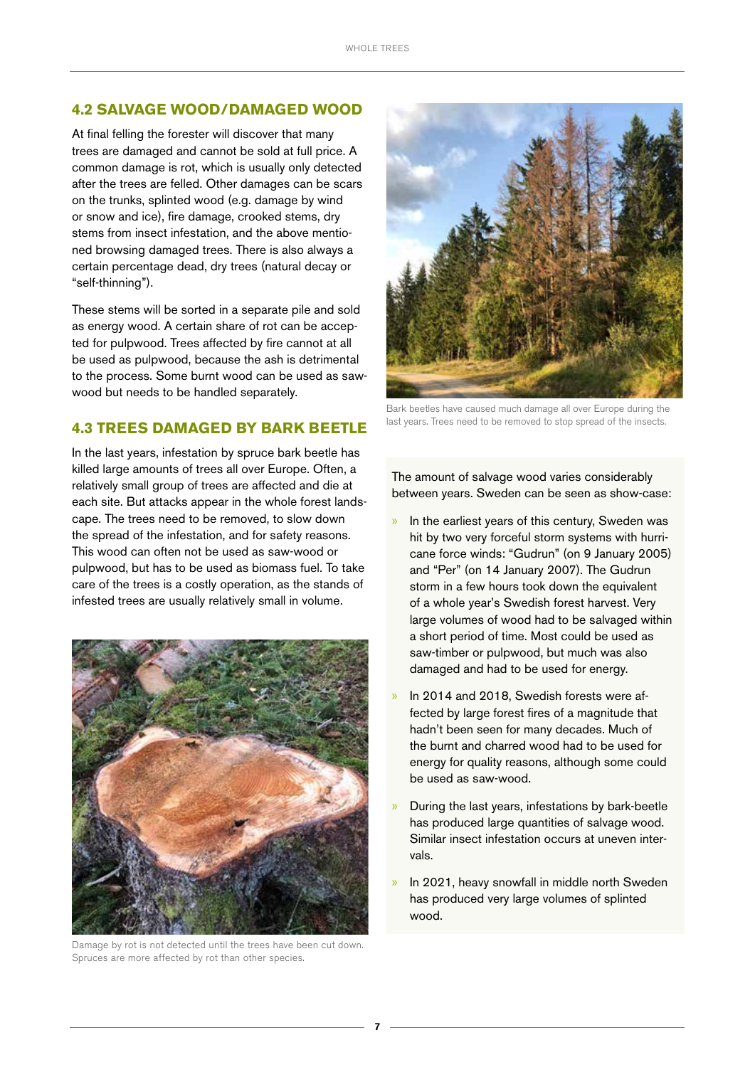## 4.2 SALVAGE WOOD/DAMAGED WOOD

At final felling the forester will discover that many trees are damaged and cannot be sold at full price. A common damage is rot, which is usually only detected after the trees are felled. Other damages can be scars on the trunks, splinted wood (e.g. damage by wind or snow and ice), fire damage, crooked stems, dry stems from insect infestation, and the above mentioned browsing damaged trees. There is also always a certain percentage dead, dry trees (natural decay or "self-thinning").

These stems will be sorted in a separate pile and sold as energy wood. A certain share of rot can be accepted for pulpwood. Trees affected by fire cannot at all be used as pulpwood, because the ash is detrimental to the process. Some burnt wood can be used as sawwood but needs to be handled separately.

## 4.3 TREES DAMAGED BY BARK BEETLE

In the last years, infestation by spruce bark beetle has killed large amounts of trees all over Europe. Often, a relatively small group of trees are affected and die at each site. But attacks appear in the whole forest landscape. The trees need to be removed, to slow down the spread of the infestation, and for safety reasons. This wood can often not be used as saw-wood or pulpwood, but has to be used as biomass fuel. To take care of the trees is a costly operation, as the stands of infested trees are usually relatively small in volume.

Damage by rot is not detected until the trees have been cut down. Spruces are more affected by rot than other species.

Bark beetles have caused much damage all over Europe during the last years. Trees need to be removed to stop spread of the insects.

The amount of salvage wood varies considerably between years. Sweden can be seen as show-case:

- In the earliest years of this century, Sweden was hit by two very forceful storm systems with hurricane force winds: "Gudrun" (on 9 January 2005) and "Per" (on 14 January 2007). The Gudrun storm in a few hours took down the equivalent of a whole year's Swedish forest harvest. Very large volumes of wood had to be salvaged within a short period of time. Most could be used as saw-timber or pulpwood, but much was also damaged and had to be used for energy.
- In 2014 and 2018, Swedish forests were affected by large forest fires of a magnitude that hadn't been seen for many decades. Much of the burnt and charred wood had to be used for energy for quality reasons, although some could be used as saw-wood.
- During the last years, infestations by bark-beetle has produced large quantities of salvage wood. Similar insect infestation occurs at uneven intervals.
- In 2021, heavy snowfall in middle north Sweden has produced very large volumes of splinted wood.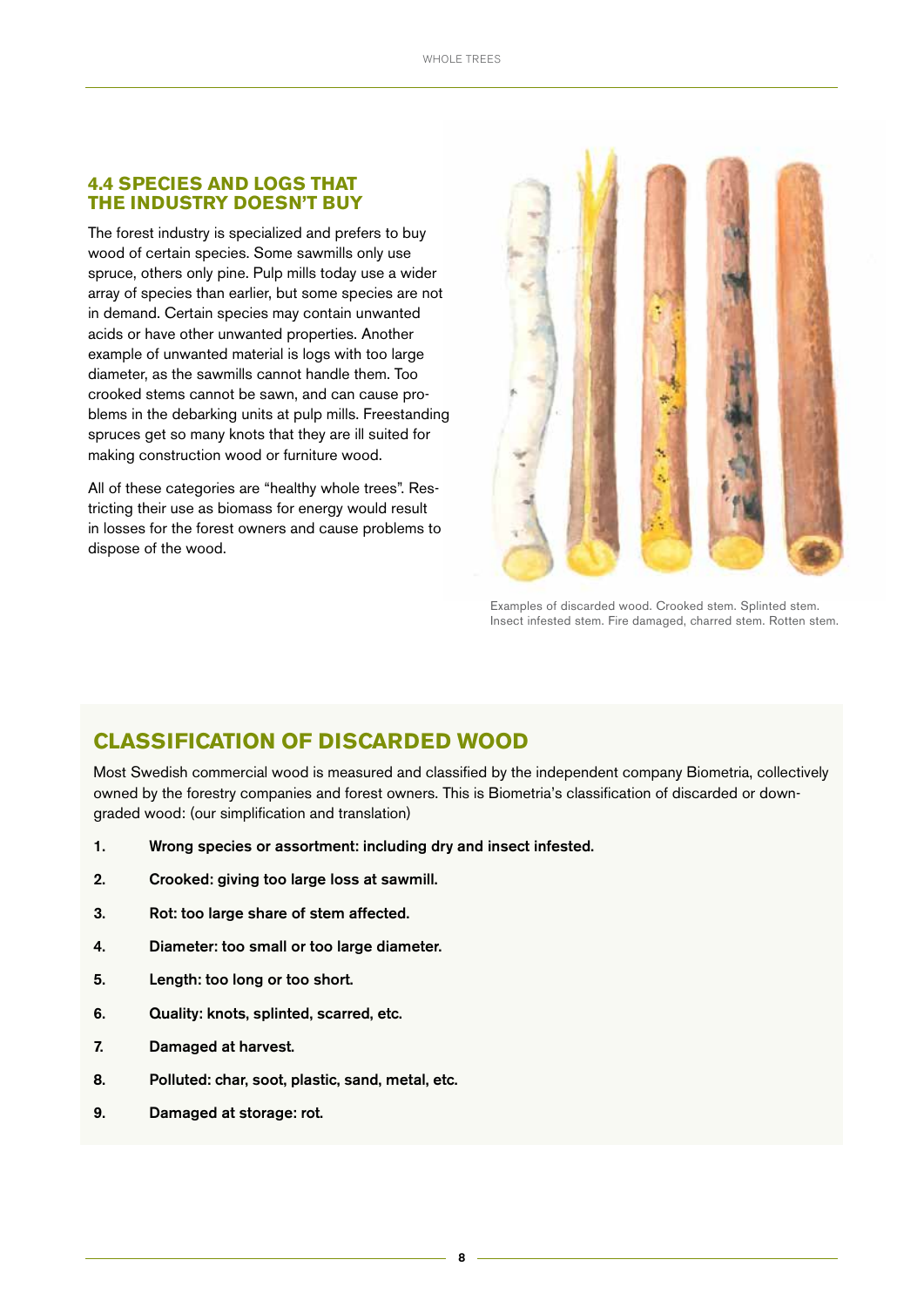## 4.4 SPECIES AND LOGS THAT THE INDUSTRY DOESN'T BUY

The forest industry is specialized and prefers to buy wood of certain species. Some sawmills only use spruce, others only pine. Pulp mills today use a wider array of species than earlier, but some species are not in demand. Certain species may contain unwanted acids or have other unwanted properties. Another example of unwanted material is logs with too large diameter, as the sawmills cannot handle them. Too crooked stems cannot be sawn, and can cause problems in the debarking units at pulp mills. Freestanding spruces get so many knots that they are ill suited for making construction wood or furniture wood.

All of these categories are "healthy whole trees". Restricting their use as biomass for energy would result in losses for the forest owners and cause problems to dispose of the wood.

Examples of discarded wood. Crooked stem. Splinted stem. Insect infested stem. Fire damaged, charred stem. Rotten stem.

## CLASSIFICATION OF DISCARDED WOOD

Most Swedish commercial wood is measured and classified by the independent company Biometria, collectively owned by the forestry companies and forest owners. This is Biometria's classification of discarded or downgraded wood: (our simplification and translation)

1. **Wrong species or assortment: including dry and insect infested.**
2. **Crooked: giving too large loss at sawmill.**
3. **Rot: too large share of stem affected.**
4. **Diameter: too small or too large diameter.**
5. **Length: too long or too short.**
6. **Quality: knots, splinted, scarred, etc.**
7. **Damaged at harvest.**
8. **Polluted: char, soot, plastic, sand, metal, etc.**
9. **Damaged at storage: rot.**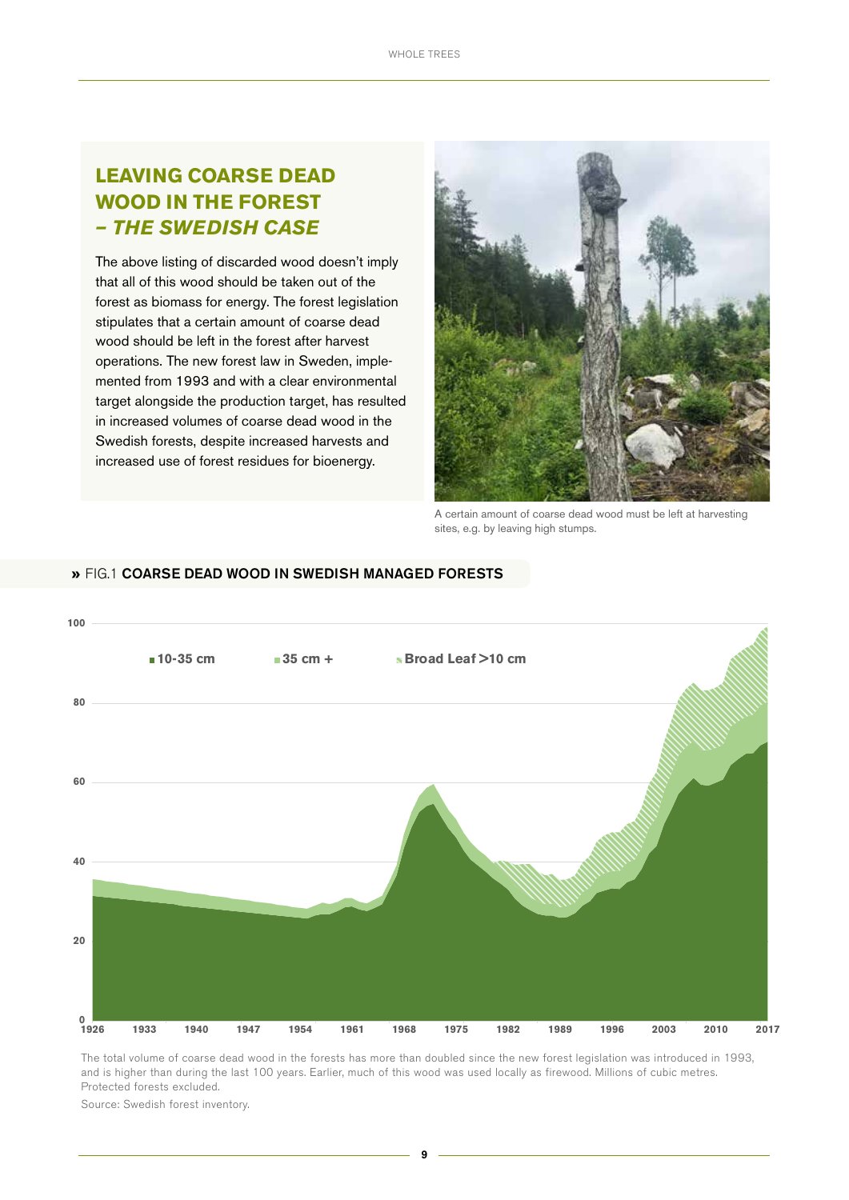## LEAVING COARSE DEAD WOOD IN THE FOREST – *THE SWEDISH CASE*

The above listing of discarded wood doesn't imply that all of this wood should be taken out of the forest as biomass for energy. The forest legislation stipulates that a certain amount of coarse dead wood should be left in the forest after harvest operations. The new forest law in Sweden, implemented from 1993 and with a clear environmental target alongside the production target, has resulted in increased volumes of coarse dead wood in the Swedish forests, despite increased harvests and increased use of forest residues for bioenergy.

A certain amount of coarse dead wood must be left at harvesting sites, e.g. by leaving high stumps.

### » FIG.1 COARSE DEAD WOOD IN SWEDISH MANAGED FORESTS

The total volume of coarse dead wood in the forests has more than doubled since the new forest legislation was introduced in 1993, and is higher than during the last 100 years. Earlier, much of this wood was used locally as firewood. Millions of cubic metres. Protected forests excluded.

Source: Swedish forest inventory.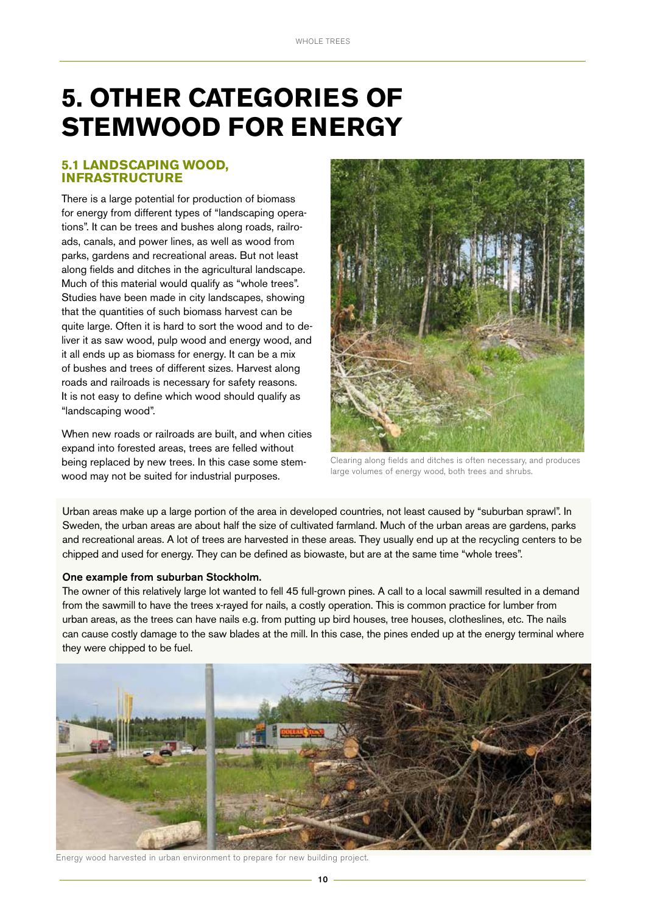# 5. OTHER CATEGORIES OF STEMWOOD FOR ENERGY

## 5.1 LANDSCAPING WOOD, INFRASTRUCTURE

There is a large potential for production of biomass for energy from different types of "landscaping operations". It can be trees and bushes along roads, railroads, canals, and power lines, as well as wood from parks, gardens and recreational areas. But not least along fields and ditches in the agricultural landscape. Much of this material would qualify as "whole trees". Studies have been made in city landscapes, showing that the quantities of such biomass harvest can be quite large. Often it is hard to sort the wood and to deliver it as saw wood, pulp wood and energy wood, and it all ends up as biomass for energy. It can be a mix of bushes and trees of different sizes. Harvest along roads and railroads is necessary for safety reasons. It is not easy to define which wood should qualify as "landscaping wood".

When new roads or railroads are built, and when cities expand into forested areas, trees are felled without being replaced by new trees. In this case some stemwood may not be suited for industrial purposes.

Clearing along fields and ditches is often necessary, and produces large volumes of energy wood, both trees and shrubs.

Urban areas make up a large portion of the area in developed countries, not least caused by "suburban sprawl". In Sweden, the urban areas are about half the size of cultivated farmland. Much of the urban areas are gardens, parks and recreational areas. A lot of trees are harvested in these areas. They usually end up at the recycling centers to be chipped and used for energy. They can be defined as biowaste, but are at the same time "whole trees".

**One example from suburban Stockholm.**

The owner of this relatively large lot wanted to fell 45 full-grown pines. A call to a local sawmill resulted in a demand from the sawmill to have the trees x-rayed for nails, a costly operation. This is common practice for lumber from urban areas, as the trees can have nails e.g. from putting up bird houses, tree houses, clotheslines, etc. The nails can cause costly damage to the saw blades at the mill. In this case, the pines ended up at the energy terminal where they were chipped to be fuel.

Energy wood harvested in urban environment to prepare for new building project.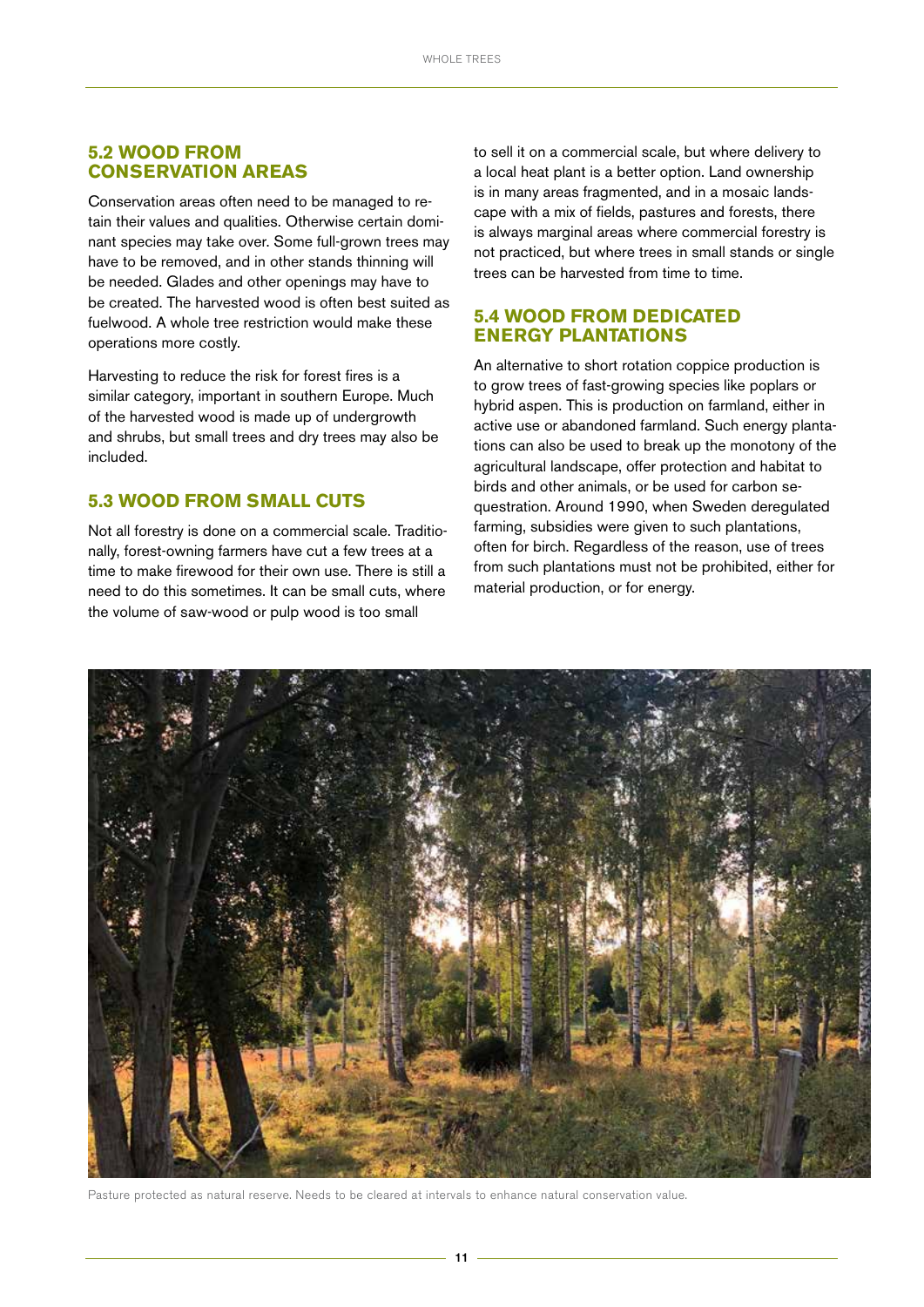## 5.2 WOOD FROM CONSERVATION AREAS

Conservation areas often need to be managed to retain their values and qualities. Otherwise certain dominant species may take over. Some full-grown trees may have to be removed, and in other stands thinning will be needed. Glades and other openings may have to be created. The harvested wood is often best suited as fuelwood. A whole tree restriction would make these operations more costly.

Harvesting to reduce the risk for forest fires is a similar category, important in southern Europe. Much of the harvested wood is made up of undergrowth and shrubs, but small trees and dry trees may also be included.

## 5.3 WOOD FROM SMALL CUTS

Not all forestry is done on a commercial scale. Traditionally, forest-owning farmers have cut a few trees at a time to make firewood for their own use. There is still a need to do this sometimes. It can be small cuts, where the volume of saw-wood or pulp wood is too small to sell it on a commercial scale, but where delivery to a local heat plant is a better option. Land ownership is in many areas fragmented, and in a mosaic landscape with a mix of fields, pastures and forests, there is always marginal areas where commercial forestry is not practiced, but where trees in small stands or single trees can be harvested from time to time.

## 5.4 WOOD FROM DEDICATED ENERGY PLANTATIONS

An alternative to short rotation coppice production is to grow trees of fast-growing species like poplars or hybrid aspen. This is production on farmland, either in active use or abandoned farmland. Such energy plantations can also be used to break up the monotony of the agricultural landscape, offer protection and habitat to birds and other animals, or be used for carbon sequestration. Around 1990, when Sweden deregulated farming, subsidies were given to such plantations, often for birch. Regardless of the reason, use of trees from such plantations must not be prohibited, either for material production, or for energy.

Pasture protected as natural reserve. Needs to be cleared at intervals to enhance natural conservation value.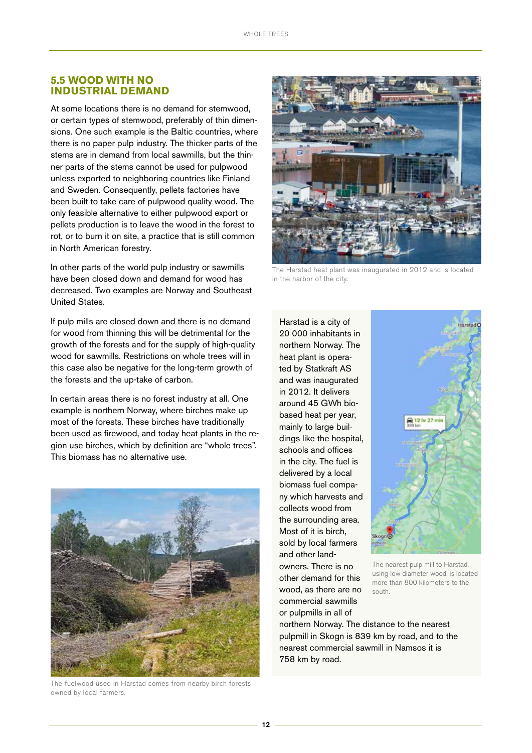## 5.5 WOOD WITH NO INDUSTRIAL DEMAND

At some locations there is no demand for stemwood, or certain types of stemwood, preferably of thin dimensions. One such example is the Baltic countries, where there is no paper pulp industry. The thicker parts of the stems are in demand from local sawmills, but the thinner parts of the stems cannot be used for pulpwood unless exported to neighboring countries like Finland and Sweden. Consequently, pellets factories have been built to take care of pulpwood quality wood. The only feasible alternative to either pulpwood export or pellets production is to leave the wood in the forest to rot, or to burn it on site, a practice that is still common in North American forestry.

In other parts of the world pulp industry or sawmills have been closed down and demand for wood has decreased. Two examples are Norway and Southeast United States.

If pulp mills are closed down and there is no demand for wood from thinning this will be detrimental for the growth of the forests and for the supply of high-quality wood for sawmills. Restrictions on whole trees will in this case also be negative for the long-term growth of the forests and the up-take of carbon.

In certain areas there is no forest industry at all. One example is northern Norway, where birches make up most of the forests. These birches have traditionally been used as firewood, and today heat plants in the region use birches, which by definition are "whole trees". This biomass has no alternative use.

The fuelwood used in Harstad comes from nearby birch forests owned by local farmers.

The Harstad heat plant was inaugurated in 2012 and is located in the harbor of the city.

Harstad is a city of 20 000 inhabitants in northern Norway. The heat plant is operated by Statkraft AS and was inaugurated in 2012. It delivers around 45 GWh bio-based heat per year, mainly to large buildings like the hospital, schools and offices in the city. The fuel is delivered by a local biomass fuel company which harvests and collects wood from the surrounding area. Most of it is birch, sold by local farmers and other landowners. There is no other demand for this wood, as there are no commercial sawmills or pulpmills in all of northern Norway. The distance to the nearest pulpmill in Skogn is 839 km by road, and to the nearest commercial sawmill in Namsos it is 758 km by road.

The nearest pulp mill to Harstad, using low diameter wood, is located more than 800 kilometers to the south.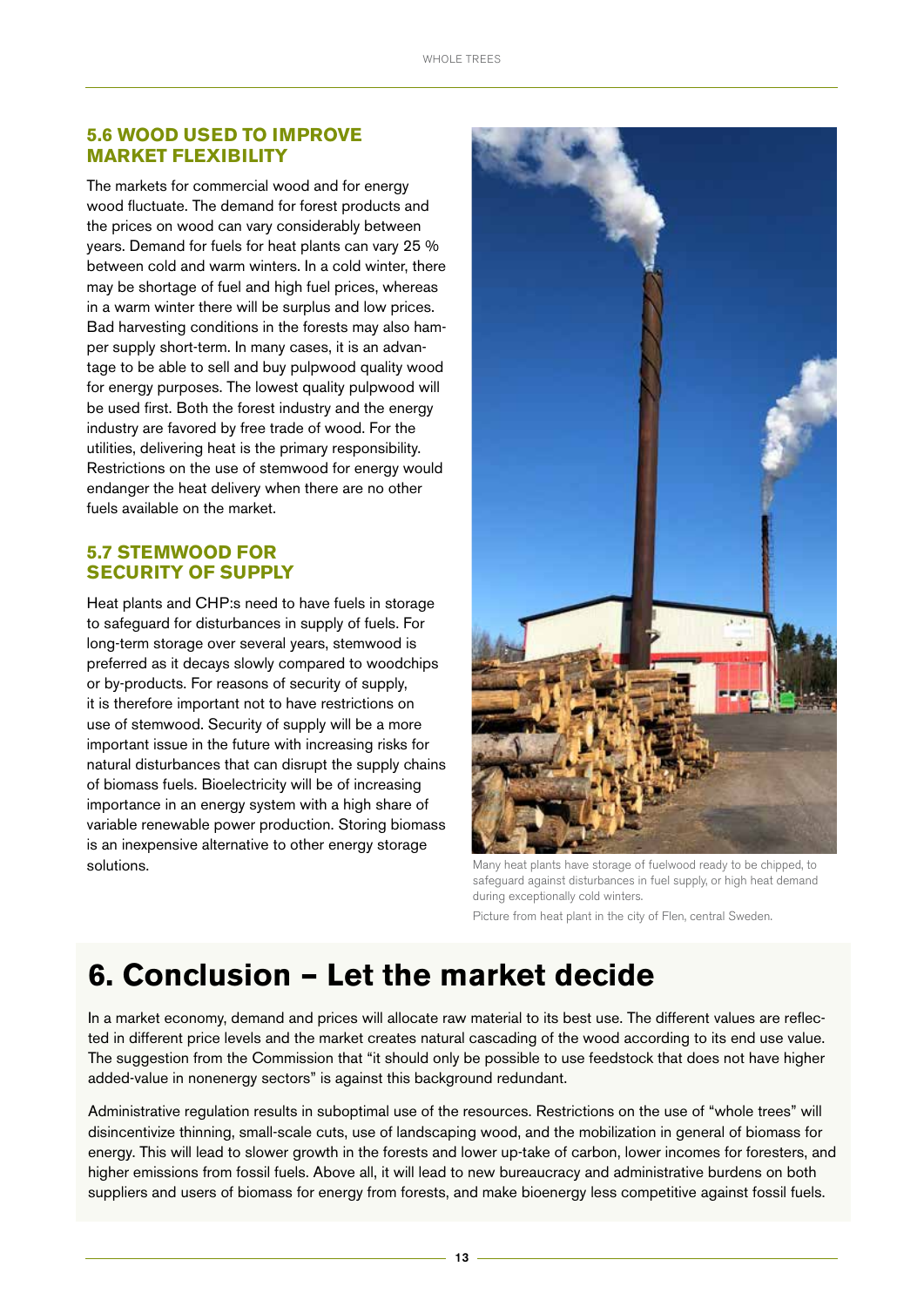## 5.6 WOOD USED TO IMPROVE MARKET FLEXIBILITY

The markets for commercial wood and for energy wood fluctuate. The demand for forest products and the prices on wood can vary considerably between years. Demand for fuels for heat plants can vary 25 % between cold and warm winters. In a cold winter, there may be shortage of fuel and high fuel prices, whereas in a warm winter there will be surplus and low prices. Bad harvesting conditions in the forests may also hamper supply short-term. In many cases, it is an advantage to be able to sell and buy pulpwood quality wood for energy purposes. The lowest quality pulpwood will be used first. Both the forest industry and the energy industry are favored by free trade of wood. For the utilities, delivering heat is the primary responsibility. Restrictions on the use of stemwood for energy would endanger the heat delivery when there are no other fuels available on the market.

## 5.7 STEMWOOD FOR SECURITY OF SUPPLY

Heat plants and CHP:s need to have fuels in storage to safeguard for disturbances in supply of fuels. For long-term storage over several years, stemwood is preferred as it decays slowly compared to woodchips or by-products. For reasons of security of supply, it is therefore important not to have restrictions on use of stemwood. Security of supply will be a more important issue in the future with increasing risks for natural disturbances that can disrupt the supply chains of biomass fuels. Bioelectricity will be of increasing importance in an energy system with a high share of variable renewable power production. Storing biomass is an inexpensive alternative to other energy storage solutions.

Many heat plants have storage of fuelwood ready to be chipped, to safeguard against disturbances in fuel supply, or high heat demand during exceptionally cold winters.

Picture from heat plant in the city of Flen, central Sweden.

# 6. Conclusion – Let the market decide

In a market economy, demand and prices will allocate raw material to its best use. The different values are reflected in different price levels and the market creates natural cascading of the wood according to its end use value. The suggestion from the Commission that "it should only be possible to use feedstock that does not have higher added-value in nonenergy sectors" is against this background redundant.

Administrative regulation results in suboptimal use of the resources. Restrictions on the use of "whole trees" will disincentivize thinning, small-scale cuts, use of landscaping wood, and the mobilization in general of biomass for energy. This will lead to slower growth in the forests and lower up-take of carbon, lower incomes for foresters, and higher emissions from fossil fuels. Above all, it will lead to new bureaucracy and administrative burdens on both suppliers and users of biomass for energy from forests, and make bioenergy less competitive against fossil fuels.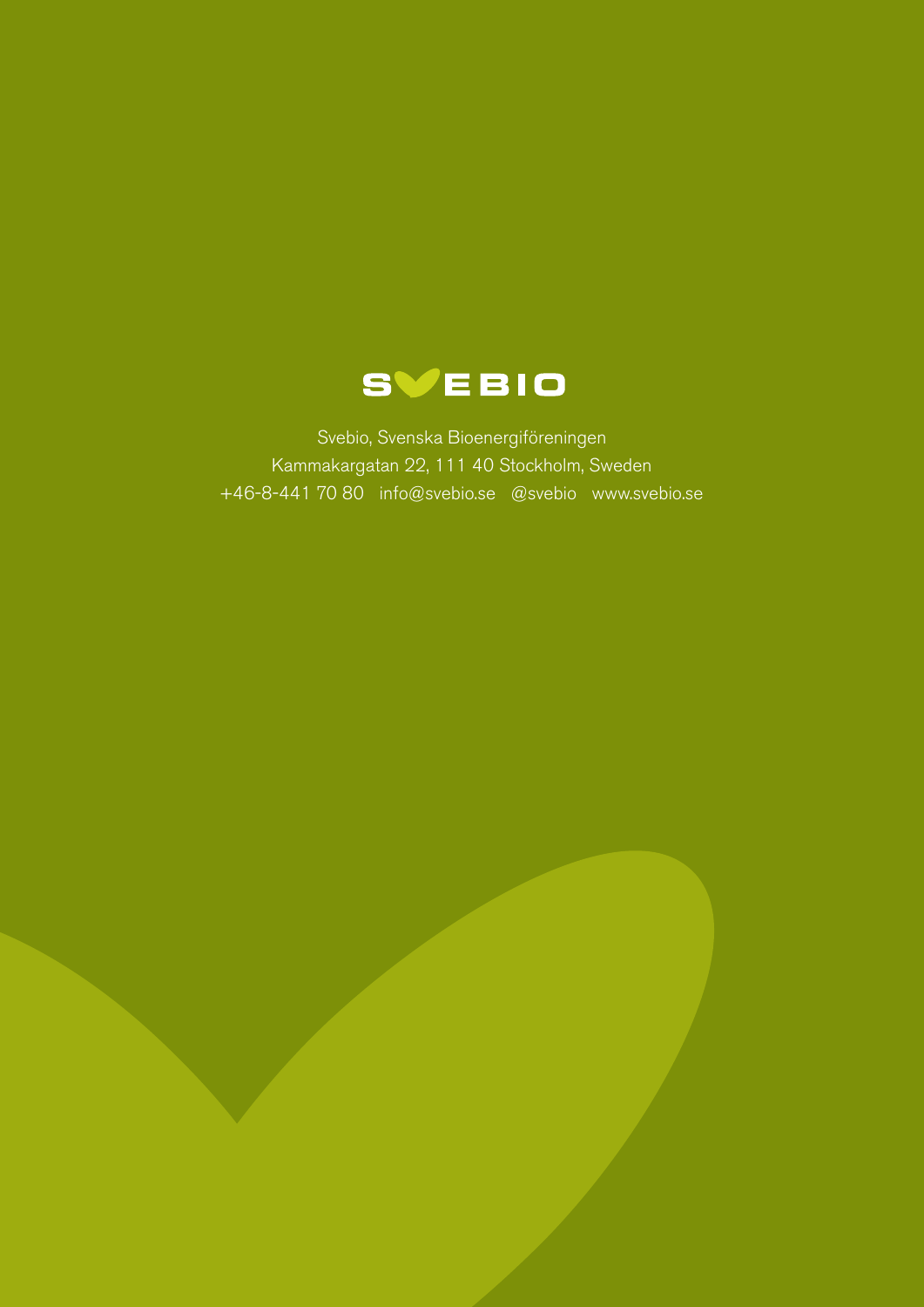SVEBIO

Svebio, Svenska Bioenergiföreningen
Kammakargatan 22, 111 40 Stockholm, Sweden
+46-8-441 70 80   info@svebio.se   @svebio   www.svebio.se